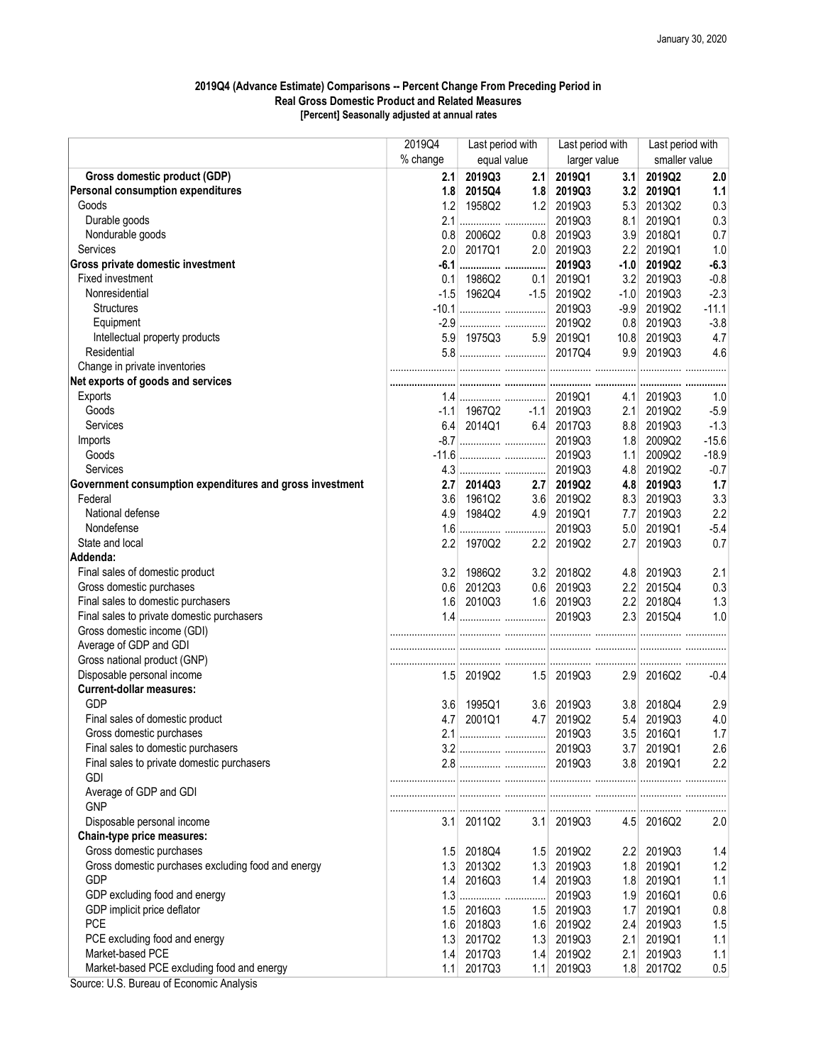January 30, 2020

**2019Q4 (Advance Estimate) Comparisons -- Percent Change From Preceding Period in Real Gross Domestic Product and Related Measures**
**[Percent] Seasonally adjusted at annual rates**

| | 2019Q4 % change | Last period with equal value | | Last period with larger value | | Last period with smaller value | |
|---|---|---|---|---|---|---|---|
| **Gross domestic product (GDP)** | **2.1** | **2019Q3** | **2.1** | **2019Q1** | **3.1** | **2019Q2** | **2.0** |
| **Personal consumption expenditures** | **1.8** | **2015Q4** | **1.8** | **2019Q3** | **3.2** | **2019Q1** | **1.1** |
| Goods | 1.2 | 1958Q2 | 1.2 | 2019Q3 | 5.3 | 2013Q2 | 0.3 |
| Durable goods | 2.1 | ............... | ............... | 2019Q3 | 8.1 | 2019Q1 | 0.3 |
| Nondurable goods | 0.8 | 2006Q2 | 0.8 | 2019Q3 | 3.9 | 2018Q1 | 0.7 |
| Services | 2.0 | 2017Q1 | 2.0 | 2019Q3 | 2.2 | 2019Q1 | 1.0 |
| **Gross private domestic investment** | **-6.1** | ............... | ............... | **2019Q3** | **-1.0** | **2019Q2** | **-6.3** |
| Fixed investment | 0.1 | 1986Q2 | 0.1 | 2019Q1 | 3.2 | 2019Q3 | -0.8 |
| Nonresidential | -1.5 | 1962Q4 | -1.5 | 2019Q2 | -1.0 | 2019Q3 | -2.3 |
| Structures | -10.1 | ............... | ............... | 2019Q3 | -9.9 | 2019Q2 | -11.1 |
| Equipment | -2.9 | ............... | ............... | 2019Q2 | 0.8 | 2019Q3 | -3.8 |
| Intellectual property products | 5.9 | 1975Q3 | 5.9 | 2019Q1 | 10.8 | 2019Q3 | 4.7 |
| Residential | 5.8 | ............... | ............... | 2017Q4 | 9.9 | 2019Q3 | 4.6 |
| Change in private inventories | ............... | ............... | ............... | ............... | ............... | ............... | ............... |
| **Net exports of goods and services** | ............... | ............... | ............... | ............... | ............... | ............... | ............... |
| Exports | 1.4 | ............... | ............... | 2019Q1 | 4.1 | 2019Q3 | 1.0 |
| Goods | -1.1 | 1967Q2 | -1.1 | 2019Q3 | 2.1 | 2019Q2 | -5.9 |
| Services | 6.4 | 2014Q1 | 6.4 | 2017Q3 | 8.8 | 2019Q3 | -1.3 |
| Imports | -8.7 | ............... | ............... | 2019Q3 | 1.8 | 2009Q2 | -15.6 |
| Goods | -11.6 | ............... | ............... | 2019Q3 | 1.1 | 2009Q2 | -18.9 |
| Services | 4.3 | ............... | ............... | 2019Q3 | 4.8 | 2019Q2 | -0.7 |
| **Government consumption expenditures and gross investment** | **2.7** | **2014Q3** | **2.7** | **2019Q2** | **4.8** | **2019Q3** | **1.7** |
| Federal | 3.6 | 1961Q2 | 3.6 | 2019Q2 | 8.3 | 2019Q3 | 3.3 |
| National defense | 4.9 | 1984Q2 | 4.9 | 2019Q1 | 7.7 | 2019Q3 | 2.2 |
| Nondefense | 1.6 | ............... | ............... | 2019Q3 | 5.0 | 2019Q1 | -5.4 |
| State and local | 2.2 | 1970Q2 | 2.2 | 2019Q2 | 2.7 | 2019Q3 | 0.7 |
| **Addenda:** | | | | | | | |
| Final sales of domestic product | 3.2 | 1986Q2 | 3.2 | 2018Q2 | 4.8 | 2019Q3 | 2.1 |
| Gross domestic purchases | 0.6 | 2012Q3 | 0.6 | 2019Q3 | 2.2 | 2015Q4 | 0.3 |
| Final sales to domestic purchasers | 1.6 | 2010Q3 | 1.6 | 2019Q3 | 2.2 | 2018Q4 | 1.3 |
| Final sales to private domestic purchasers | 1.4 | ............... | ............... | 2019Q3 | 2.3 | 2015Q4 | 1.0 |
| Gross domestic income (GDI) | ............... | ............... | ............... | ............... | ............... | ............... | ............... |
| Average of GDP and GDI | ............... | ............... | ............... | ............... | ............... | ............... | ............... |
| Gross national product (GNP) | ............... | ............... | ............... | ............... | ............... | ............... | ............... |
| Disposable personal income | 1.5 | 2019Q2 | 1.5 | 2019Q3 | 2.9 | 2016Q2 | -0.4 |
| **Current-dollar measures:** | | | | | | | |
| GDP | 3.6 | 1995Q1 | 3.6 | 2019Q3 | 3.8 | 2018Q4 | 2.9 |
| Final sales of domestic product | 4.7 | 2001Q1 | 4.7 | 2019Q2 | 5.4 | 2019Q3 | 4.0 |
| Gross domestic purchases | 2.1 | ............... | ............... | 2019Q3 | 3.5 | 2016Q1 | 1.7 |
| Final sales to domestic purchasers | 3.2 | ............... | ............... | 2019Q3 | 3.7 | 2019Q1 | 2.6 |
| Final sales to private domestic purchasers | 2.8 | ............... | ............... | 2019Q3 | 3.8 | 2019Q1 | 2.2 |
| GDI | ............... | ............... | ............... | ............... | ............... | ............... | ............... |
| Average of GDP and GDI | ............... | ............... | ............... | ............... | ............... | ............... | ............... |
| GNP | ............... | ............... | ............... | ............... | ............... | ............... | ............... |
| Disposable personal income | 3.1 | 2011Q2 | 3.1 | 2019Q3 | 4.5 | 2016Q2 | 2.0 |
| **Chain-type price measures:** | | | | | | | |
| Gross domestic purchases | 1.5 | 2018Q4 | 1.5 | 2019Q2 | 2.2 | 2019Q3 | 1.4 |
| Gross domestic purchases excluding food and energy | 1.3 | 2013Q2 | 1.3 | 2019Q3 | 1.8 | 2019Q1 | 1.2 |
| GDP | 1.4 | 2016Q3 | 1.4 | 2019Q3 | 1.8 | 2019Q1 | 1.1 |
| GDP excluding food and energy | 1.3 | ............... | ............... | 2019Q3 | 1.9 | 2016Q1 | 0.6 |
| GDP implicit price deflator | 1.5 | 2016Q3 | 1.5 | 2019Q3 | 1.7 | 2019Q1 | 0.8 |
| PCE | 1.6 | 2018Q3 | 1.6 | 2019Q2 | 2.4 | 2019Q3 | 1.5 |
| PCE excluding food and energy | 1.3 | 2017Q2 | 1.3 | 2019Q3 | 2.1 | 2019Q1 | 1.1 |
| Market-based PCE | 1.4 | 2017Q3 | 1.4 | 2019Q2 | 2.1 | 2019Q3 | 1.1 |
| Market-based PCE excluding food and energy | 1.1 | 2017Q3 | 1.1 | 2019Q3 | 1.8 | 2017Q2 | 0.5 |

Source: U.S. Bureau of Economic Analysis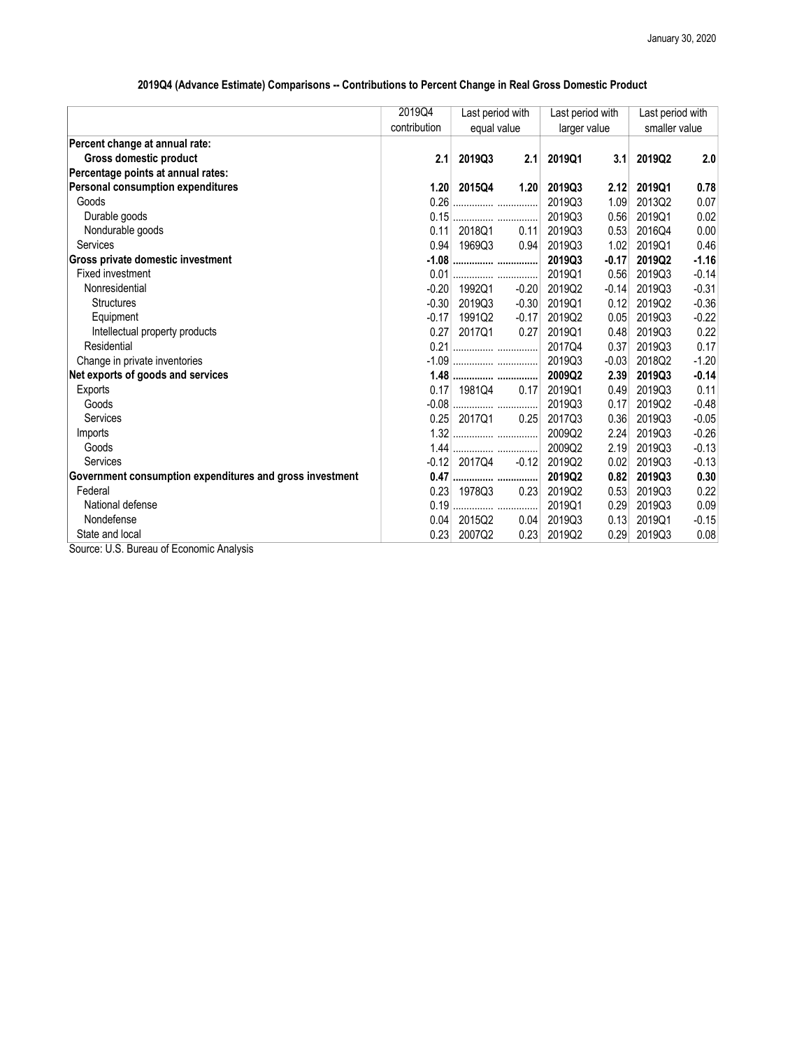January 30, 2020

## 2019Q4 (Advance Estimate) Comparisons -- Contributions to Percent Change in Real Gross Domestic Product

| | 2019Q4 contribution | Last period with equal value | | Last period with larger value | | Last period with smaller value | |
|---|---|---|---|---|---|---|---|
| **Percent change at annual rate:** | | | | | | | |
| **Gross domestic product** | **2.1** | **2019Q3** | **2.1** | **2019Q1** | **3.1** | **2019Q2** | **2.0** |
| **Percentage points at annual rates:** | | | | | | | |
| **Personal consumption expenditures** | **1.20** | **2015Q4** | **1.20** | **2019Q3** | **2.12** | **2019Q1** | **0.78** |
| Goods | 0.26 | ............... | ............... | 2019Q3 | 1.09 | 2013Q2 | 0.07 |
| Durable goods | 0.15 | ............... | ............... | 2019Q3 | 0.56 | 2019Q1 | 0.02 |
| Nondurable goods | 0.11 | 2018Q1 | 0.11 | 2019Q3 | 0.53 | 2016Q4 | 0.00 |
| Services | 0.94 | 1969Q3 | 0.94 | 2019Q3 | 1.02 | 2019Q1 | 0.46 |
| **Gross private domestic investment** | **-1.08** | **...............** | **...............** | **2019Q3** | **-0.17** | **2019Q2** | **-1.16** |
| Fixed investment | 0.01 | ............... | ............... | 2019Q1 | 0.56 | 2019Q3 | -0.14 |
| Nonresidential | -0.20 | 1992Q1 | -0.20 | 2019Q2 | -0.14 | 2019Q3 | -0.31 |
| Structures | -0.30 | 2019Q3 | -0.30 | 2019Q1 | 0.12 | 2019Q2 | -0.36 |
| Equipment | -0.17 | 1991Q2 | -0.17 | 2019Q2 | 0.05 | 2019Q3 | -0.22 |
| Intellectual property products | 0.27 | 2017Q1 | 0.27 | 2019Q1 | 0.48 | 2019Q3 | 0.22 |
| Residential | 0.21 | ............... | ............... | 2017Q4 | 0.37 | 2019Q3 | 0.17 |
| Change in private inventories | -1.09 | ............... | ............... | 2019Q3 | -0.03 | 2018Q2 | -1.20 |
| **Net exports of goods and services** | **1.48** | **...............** | **...............** | **2009Q2** | **2.39** | **2019Q3** | **-0.14** |
| Exports | 0.17 | 1981Q4 | 0.17 | 2019Q1 | 0.49 | 2019Q3 | 0.11 |
| Goods | -0.08 | ............... | ............... | 2019Q3 | 0.17 | 2019Q2 | -0.48 |
| Services | 0.25 | 2017Q1 | 0.25 | 2017Q3 | 0.36 | 2019Q3 | -0.05 |
| Imports | 1.32 | ............... | ............... | 2009Q2 | 2.24 | 2019Q3 | -0.26 |
| Goods | 1.44 | ............... | ............... | 2009Q2 | 2.19 | 2019Q3 | -0.13 |
| Services | -0.12 | 2017Q4 | -0.12 | 2019Q2 | 0.02 | 2019Q3 | -0.13 |
| **Government consumption expenditures and gross investment** | **0.47** | **...............** | **...............** | **2019Q2** | **0.82** | **2019Q3** | **0.30** |
| Federal | 0.23 | 1978Q3 | 0.23 | 2019Q2 | 0.53 | 2019Q3 | 0.22 |
| National defense | 0.19 | ............... | ............... | 2019Q1 | 0.29 | 2019Q3 | 0.09 |
| Nondefense | 0.04 | 2015Q2 | 0.04 | 2019Q3 | 0.13 | 2019Q1 | -0.15 |
| State and local | 0.23 | 2007Q2 | 0.23 | 2019Q2 | 0.29 | 2019Q3 | 0.08 |

Source: U.S. Bureau of Economic Analysis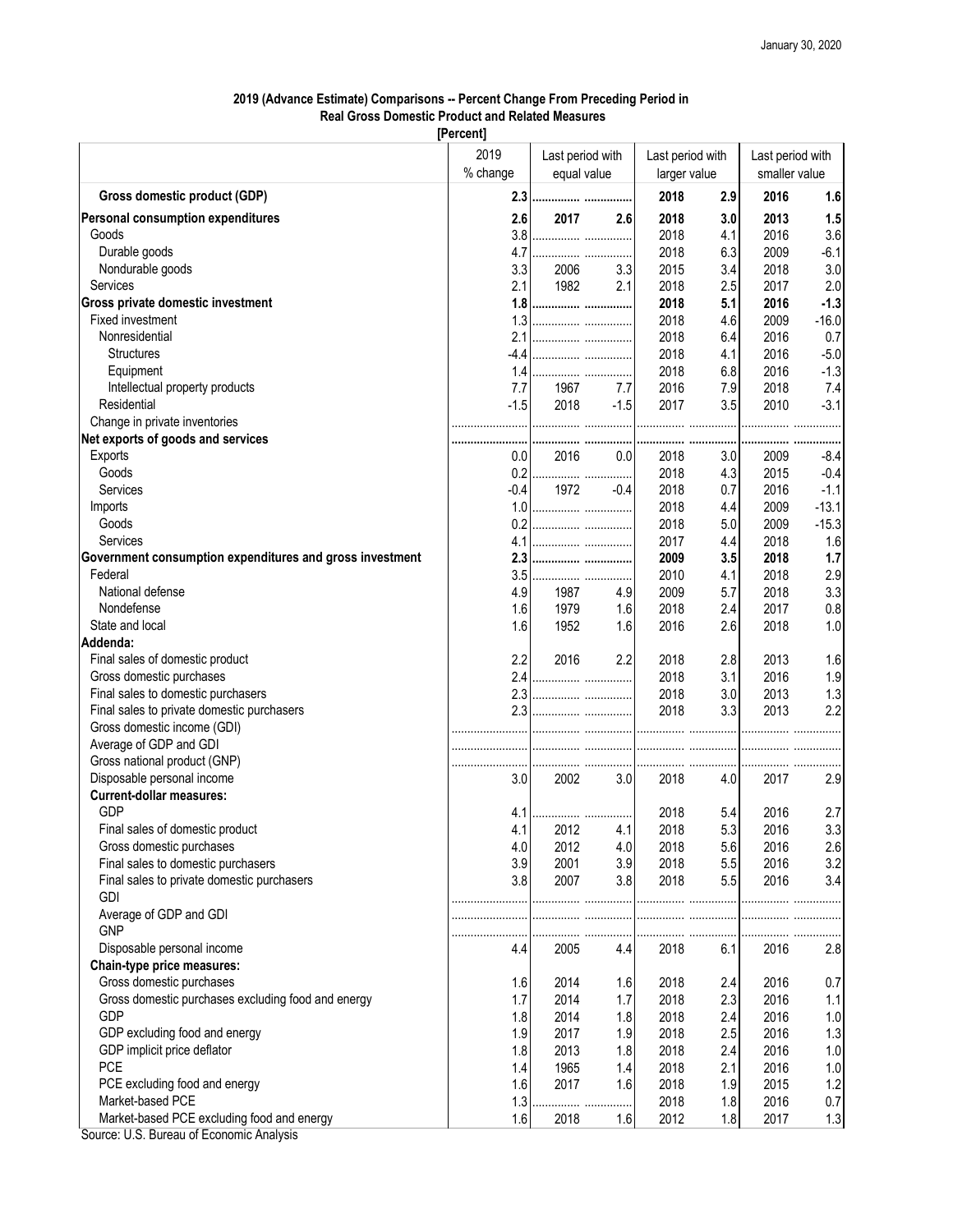January 30, 2020

**2019 (Advance Estimate) Comparisons -- Percent Change From Preceding Period in Real Gross Domestic Product and Related Measures**
**[Percent]**

| | 2019 % change | Last period with equal value | | Last period with larger value | | Last period with smaller value | |
|---|---|---|---|---|---|---|---|
| **Gross domestic product (GDP)** | **2.3** | | | **2018** | **2.9** | **2016** | **1.6** |
| **Personal consumption expenditures** | **2.6** | **2017** | **2.6** | **2018** | **3.0** | **2013** | **1.5** |
| Goods | 3.8 | | | 2018 | 4.1 | 2016 | 3.6 |
| Durable goods | 4.7 | | | 2018 | 6.3 | 2009 | -6.1 |
| Nondurable goods | 3.3 | 2006 | 3.3 | 2015 | 3.4 | 2018 | 3.0 |
| Services | 2.1 | 1982 | 2.1 | 2018 | 2.5 | 2017 | 2.0 |
| **Gross private domestic investment** | **1.8** | | | **2018** | **5.1** | **2016** | **-1.3** |
| Fixed investment | 1.3 | | | 2018 | 4.6 | 2009 | -16.0 |
| Nonresidential | 2.1 | | | 2018 | 6.4 | 2016 | 0.7 |
| Structures | -4.4 | | | 2018 | 4.1 | 2016 | -5.0 |
| Equipment | 1.4 | | | 2018 | 6.8 | 2016 | -1.3 |
| Intellectual property products | 7.7 | 1967 | 7.7 | 2016 | 7.9 | 2018 | 7.4 |
| Residential | -1.5 | 2018 | -1.5 | 2017 | 3.5 | 2010 | -3.1 |
| Change in private inventories | | | | | | | |
| **Net exports of goods and services** | | | | | | | |
| Exports | 0.0 | 2016 | 0.0 | 2018 | 3.0 | 2009 | -8.4 |
| Goods | 0.2 | | | 2018 | 4.3 | 2015 | -0.4 |
| Services | -0.4 | 1972 | -0.4 | 2018 | 0.7 | 2016 | -1.1 |
| Imports | 1.0 | | | 2018 | 4.4 | 2009 | -13.1 |
| Goods | 0.2 | | | 2018 | 5.0 | 2009 | -15.3 |
| Services | 4.1 | | | 2017 | 4.4 | 2018 | 1.6 |
| **Government consumption expenditures and gross investment** | **2.3** | | | **2009** | **3.5** | **2018** | **1.7** |
| Federal | 3.5 | | | 2010 | 4.1 | 2018 | 2.9 |
| National defense | 4.9 | 1987 | 4.9 | 2009 | 5.7 | 2018 | 3.3 |
| Nondefense | 1.6 | 1979 | 1.6 | 2018 | 2.4 | 2017 | 0.8 |
| State and local | 1.6 | 1952 | 1.6 | 2016 | 2.6 | 2018 | 1.0 |
| **Addenda:** | | | | | | | |
| Final sales of domestic product | 2.2 | 2016 | 2.2 | 2018 | 2.8 | 2013 | 1.6 |
| Gross domestic purchases | 2.4 | | | 2018 | 3.1 | 2016 | 1.9 |
| Final sales to domestic purchasers | 2.3 | | | 2018 | 3.0 | 2013 | 1.3 |
| Final sales to private domestic purchasers | 2.3 | | | 2018 | 3.3 | 2013 | 2.2 |
| Gross domestic income (GDI) | | | | | | | |
| Average of GDP and GDI | | | | | | | |
| Gross national product (GNP) | | | | | | | |
| Disposable personal income | 3.0 | 2002 | 3.0 | 2018 | 4.0 | 2017 | 2.9 |
| **Current-dollar measures:** | | | | | | | |
| GDP | 4.1 | | | 2018 | 5.4 | 2016 | 2.7 |
| Final sales of domestic product | 4.1 | 2012 | 4.1 | 2018 | 5.3 | 2016 | 3.3 |
| Gross domestic purchases | 4.0 | 2012 | 4.0 | 2018 | 5.6 | 2016 | 2.6 |
| Final sales to domestic purchasers | 3.9 | 2001 | 3.9 | 2018 | 5.5 | 2016 | 3.2 |
| Final sales to private domestic purchasers | 3.8 | 2007 | 3.8 | 2018 | 5.5 | 2016 | 3.4 |
| GDI | | | | | | | |
| Average of GDP and GDI | | | | | | | |
| GNP | | | | | | | |
| Disposable personal income | 4.4 | 2005 | 4.4 | 2018 | 6.1 | 2016 | 2.8 |
| **Chain-type price measures:** | | | | | | | |
| Gross domestic purchases | 1.6 | 2014 | 1.6 | 2018 | 2.4 | 2016 | 0.7 |
| Gross domestic purchases excluding food and energy | 1.7 | 2014 | 1.7 | 2018 | 2.3 | 2016 | 1.1 |
| GDP | 1.8 | 2014 | 1.8 | 2018 | 2.4 | 2016 | 1.0 |
| GDP excluding food and energy | 1.9 | 2017 | 1.9 | 2018 | 2.5 | 2016 | 1.3 |
| GDP implicit price deflator | 1.8 | 2013 | 1.8 | 2018 | 2.4 | 2016 | 1.0 |
| PCE | 1.4 | 1965 | 1.4 | 2018 | 2.1 | 2016 | 1.0 |
| PCE excluding food and energy | 1.6 | 2017 | 1.6 | 2018 | 1.9 | 2015 | 1.2 |
| Market-based PCE | 1.3 | | | 2018 | 1.8 | 2016 | 0.7 |
| Market-based PCE excluding food and energy | 1.6 | 2018 | 1.6 | 2012 | 1.8 | 2017 | 1.3 |

Source: U.S. Bureau of Economic Analysis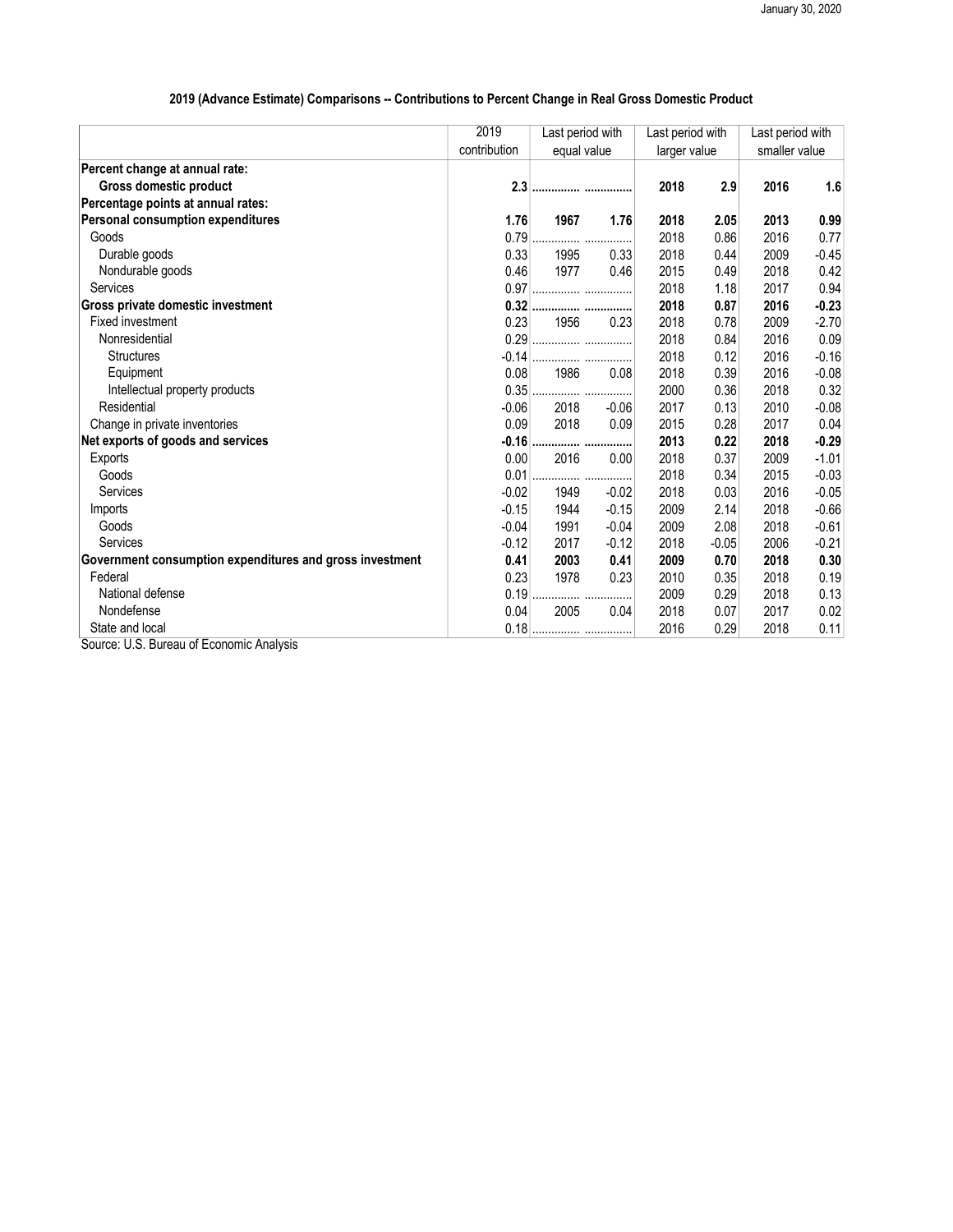January 30, 2020

## 2019 (Advance Estimate) Comparisons -- Contributions to Percent Change in Real Gross Domestic Product

| | 2019 contribution | Last period with equal value | | Last period with larger value | | Last period with smaller value | |
|---|---|---|---|---|---|---|---|
| **Percent change at annual rate:** | | | | | | | |
| **Gross domestic product** | **2.3** | ............... | ............... | **2018** | **2.9** | **2016** | **1.6** |
| **Percentage points at annual rates:** | | | | | | | |
| **Personal consumption expenditures** | **1.76** | **1967** | **1.76** | **2018** | **2.05** | **2013** | **0.99** |
| Goods | 0.79 | ............... | ............... | 2018 | 0.86 | 2016 | 0.77 |
| Durable goods | 0.33 | 1995 | 0.33 | 2018 | 0.44 | 2009 | -0.45 |
| Nondurable goods | 0.46 | 1977 | 0.46 | 2015 | 0.49 | 2018 | 0.42 |
| Services | 0.97 | ............... | ............... | 2018 | 1.18 | 2017 | 0.94 |
| **Gross private domestic investment** | **0.32** | **...............** | **...............** | **2018** | **0.87** | **2016** | **-0.23** |
| Fixed investment | 0.23 | 1956 | 0.23 | 2018 | 0.78 | 2009 | -2.70 |
| Nonresidential | 0.29 | ............... | ............... | 2018 | 0.84 | 2016 | 0.09 |
| Structures | -0.14 | ............... | ............... | 2018 | 0.12 | 2016 | -0.16 |
| Equipment | 0.08 | 1986 | 0.08 | 2018 | 0.39 | 2016 | -0.08 |
| Intellectual property products | 0.35 | ............... | ............... | 2000 | 0.36 | 2018 | 0.32 |
| Residential | -0.06 | 2018 | -0.06 | 2017 | 0.13 | 2010 | -0.08 |
| Change in private inventories | 0.09 | 2018 | 0.09 | 2015 | 0.28 | 2017 | 0.04 |
| **Net exports of goods and services** | **-0.16** | **...............** | **...............** | **2013** | **0.22** | **2018** | **-0.29** |
| Exports | 0.00 | 2016 | 0.00 | 2018 | 0.37 | 2009 | -1.01 |
| Goods | 0.01 | ............... | ............... | 2018 | 0.34 | 2015 | -0.03 |
| Services | -0.02 | 1949 | -0.02 | 2018 | 0.03 | 2016 | -0.05 |
| Imports | -0.15 | 1944 | -0.15 | 2009 | 2.14 | 2018 | -0.66 |
| Goods | -0.04 | 1991 | -0.04 | 2009 | 2.08 | 2018 | -0.61 |
| Services | -0.12 | 2017 | -0.12 | 2018 | -0.05 | 2006 | -0.21 |
| **Government consumption expenditures and gross investment** | **0.41** | **2003** | **0.41** | **2009** | **0.70** | **2018** | **0.30** |
| Federal | 0.23 | 1978 | 0.23 | 2010 | 0.35 | 2018 | 0.19 |
| National defense | 0.19 | ............... | ............... | 2009 | 0.29 | 2018 | 0.13 |
| Nondefense | 0.04 | 2005 | 0.04 | 2018 | 0.07 | 2017 | 0.02 |
| State and local | 0.18 | ............... | ............... | 2016 | 0.29 | 2018 | 0.11 |

Source: U.S. Bureau of Economic Analysis